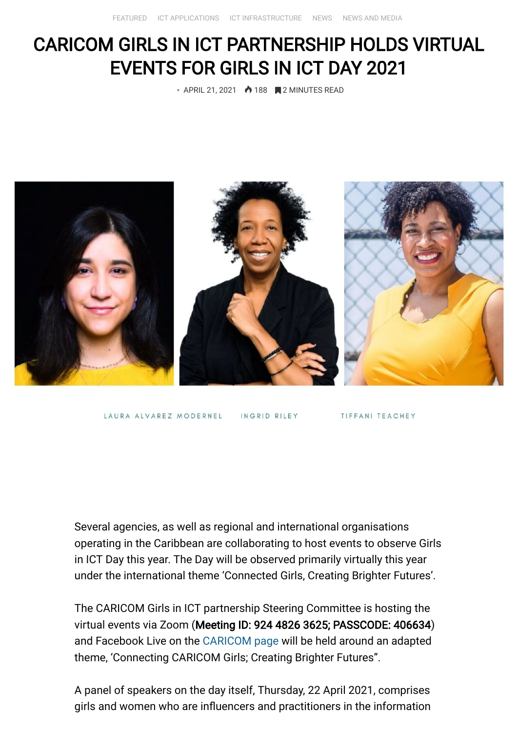FEATURED ICT APPLICATIONS ICT INFRASTRUCTURE NEWS NEWS AND MEDIA

# CARICOM GIRLS IN ICT PARTNERSHIP HOLDS VIRTUAL EVENTS FOR GIRLS IN ICT DAY 2021

• APRIL 21, 2021 188 2 MINUTES READ

LAURA ALVAREZ MODERNEL INGRID RILEY TIFFANI TEACHEY

Several agencies, as well as regional and international organisations operating in the Caribbean are collaborating to host events to observe Girls in ICT Day this year. The Day will be observed primarily virtually this year under the international theme 'Connected Girls, Creating Brighter Futures'.

The CARICOM Girls in ICT partnership Steering Committee is hosting the virtual events via Zoom (**Meeting ID: 924 4826 3625; PASSCODE: 406634**) and Facebook Live on the CARICOM page will be held around an adapted theme, 'Connecting CARICOM Girls; Creating Brighter Futures".

A panel of speakers on the day itself, Thursday, 22 April 2021, comprises girls and women who are influencers and practitioners in the information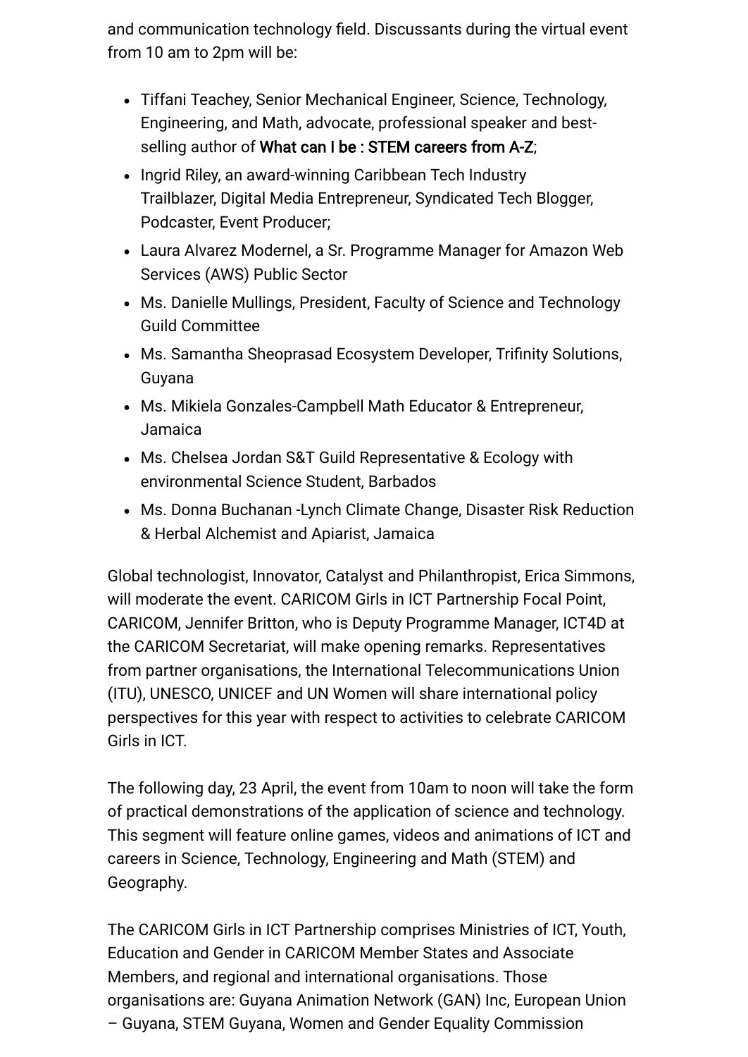and communication technology field. Discussants during the virtual event from 10 am to 2pm will be:

- Tiffani Teachey, Senior Mechanical Engineer, Science, Technology, Engineering, and Math, advocate, professional speaker and best-selling author of **What can I be : STEM careers from A-Z**;
- Ingrid Riley, an award-winning Caribbean Tech Industry Trailblazer, Digital Media Entrepreneur, Syndicated Tech Blogger, Podcaster, Event Producer;
- Laura Alvarez Modernel, a Sr. Programme Manager for Amazon Web Services (AWS) Public Sector
- Ms. Danielle Mullings, President, Faculty of Science and Technology Guild Committee
- Ms. Samantha Sheoprasad Ecosystem Developer, Trifinity Solutions, Guyana
- Ms. Mikiela Gonzales-Campbell Math Educator & Entrepreneur, Jamaica
- Ms. Chelsea Jordan S&T Guild Representative & Ecology with environmental Science Student, Barbados
- Ms. Donna Buchanan -Lynch Climate Change, Disaster Risk Reduction & Herbal Alchemist and Apiarist, Jamaica

Global technologist, Innovator, Catalyst and Philanthropist, Erica Simmons, will moderate the event. CARICOM Girls in ICT Partnership Focal Point, CARICOM, Jennifer Britton, who is Deputy Programme Manager, ICT4D at the CARICOM Secretariat, will make opening remarks. Representatives from partner organisations, the International Telecommunications Union (ITU), UNESCO, UNICEF and UN Women will share international policy perspectives for this year with respect to activities to celebrate CARICOM Girls in ICT.

The following day, 23 April, the event from 10am to noon will take the form of practical demonstrations of the application of science and technology. This segment will feature online games, videos and animations of ICT and careers in Science, Technology, Engineering and Math (STEM) and Geography.

The CARICOM Girls in ICT Partnership comprises Ministries of ICT, Youth, Education and Gender in CARICOM Member States and Associate Members, and regional and international organisations. Those organisations are: Guyana Animation Network (GAN) Inc, European Union – Guyana, STEM Guyana, Women and Gender Equality Commission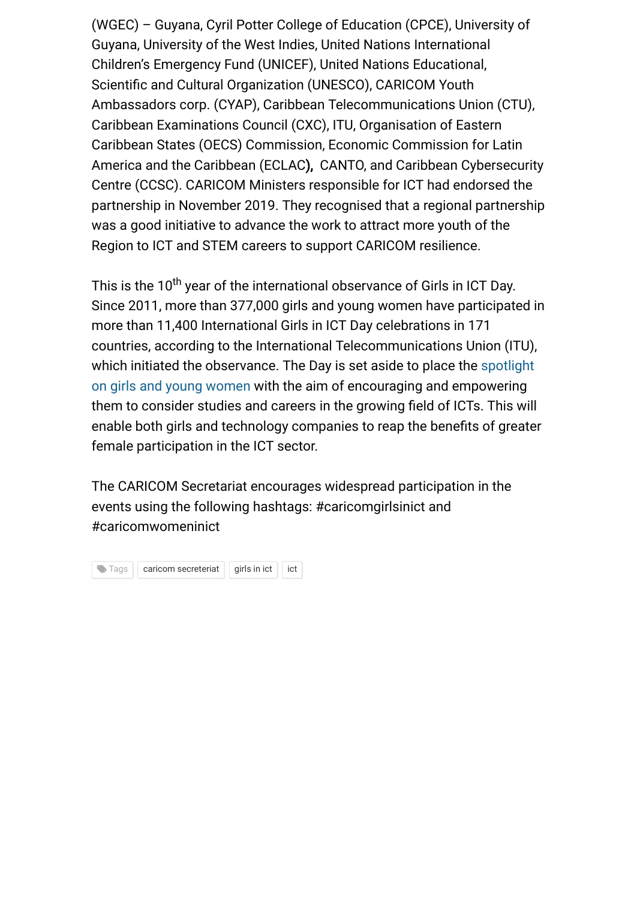(WGEC) – Guyana, Cyril Potter College of Education (CPCE), University of Guyana, University of the West Indies, United Nations International Children's Emergency Fund (UNICEF), United Nations Educational, Scientific and Cultural Organization (UNESCO), CARICOM Youth Ambassadors corp. (CYAP), Caribbean Telecommunications Union (CTU), Caribbean Examinations Council (CXC), ITU, Organisation of Eastern Caribbean States (OECS) Commission, Economic Commission for Latin America and the Caribbean (ECLAC**),** CANTO, and Caribbean Cybersecurity Centre (CCSC). CARICOM Ministers responsible for ICT had endorsed the partnership in November 2019. They recognised that a regional partnership was a good initiative to advance the work to attract more youth of the Region to ICT and STEM careers to support CARICOM resilience.

This is the 10th year of the international observance of Girls in ICT Day. Since 2011, more than 377,000 girls and young women have participated in more than 11,400 International Girls in ICT Day celebrations in 171 countries, according to the International Telecommunications Union (ITU), which initiated the observance. The Day is set aside to place the spotlight on girls and young women with the aim of encouraging and empowering them to consider studies and careers in the growing field of ICTs. This will enable both girls and technology companies to reap the benefits of greater female participation in the ICT sector.

The CARICOM Secretariat encourages widespread participation in the events using the following hashtags: #caricomgirlsinict and #caricomwomeninict

Tags: caricom secreteriat | girls in ict | ict